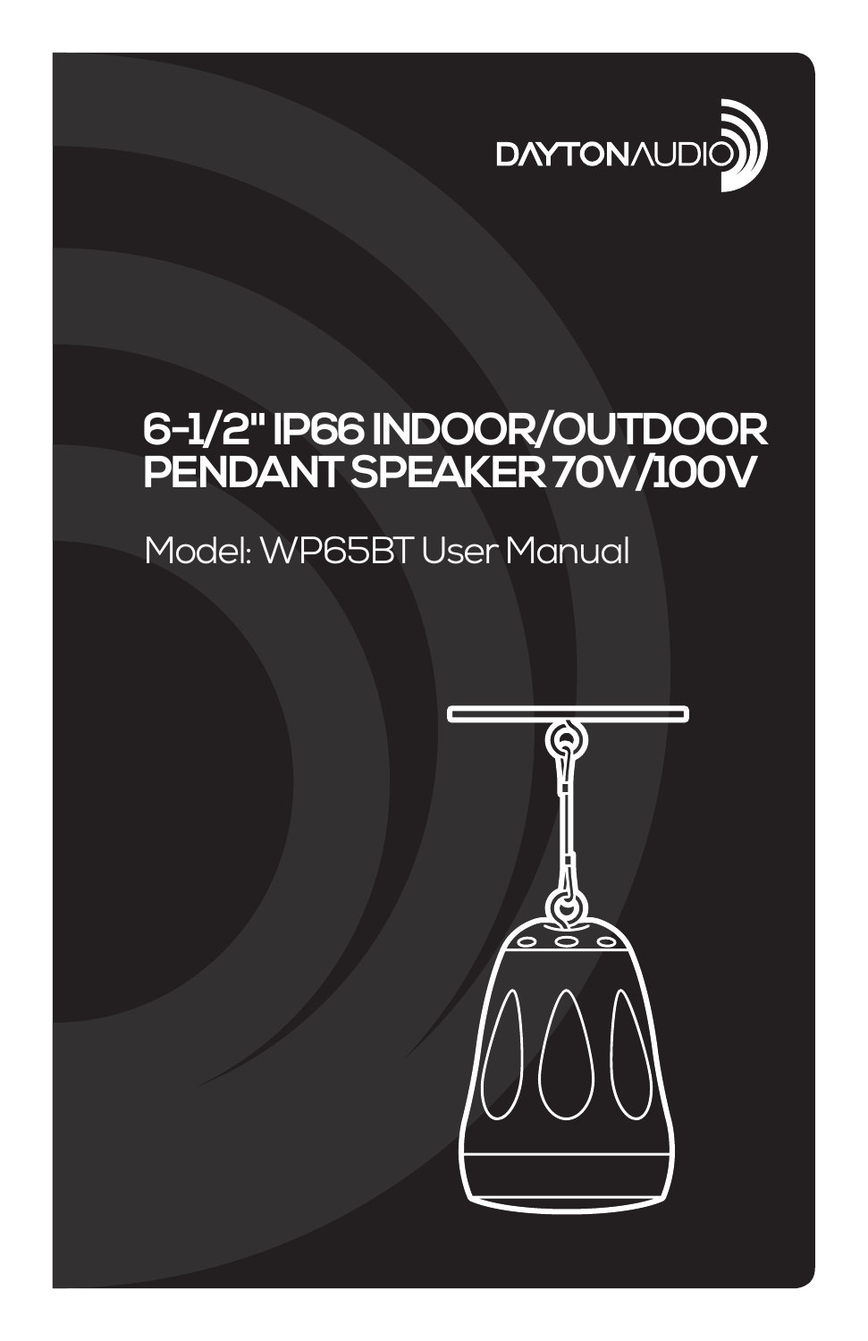DAYTONAUDIO

# 6-1/2" IP66 INDOOR/OUTDOOR PENDANT SPEAKER 70V/100V

Model: WP65BT User Manual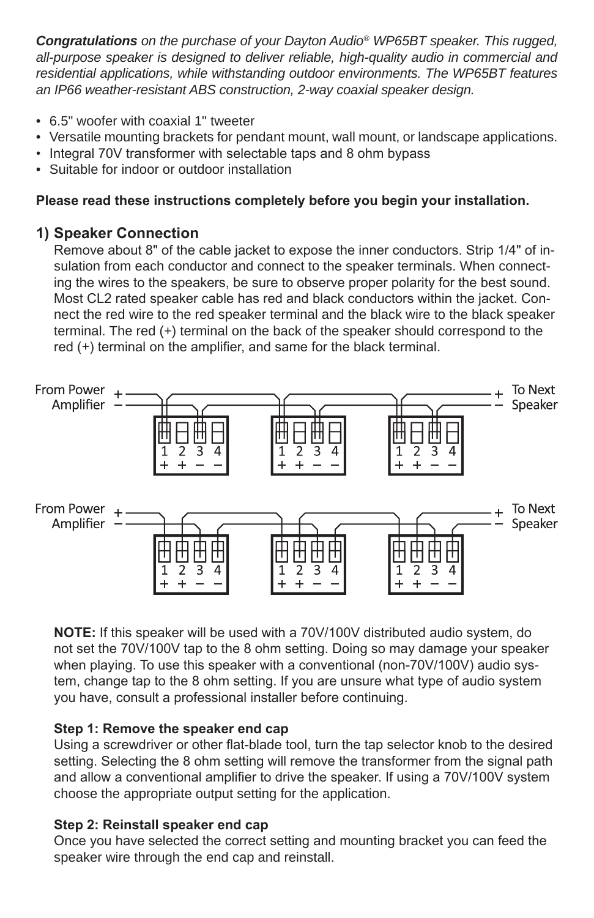***Congratulations*** *on the purchase of your Dayton Audio® WP65BT speaker. This rugged, all-purpose speaker is designed to deliver reliable, high-quality audio in commercial and residential applications, while withstanding outdoor environments. The WP65BT features an IP66 weather-resistant ABS construction, 2-way coaxial speaker design.*

- 6.5" woofer with coaxial 1" tweeter
- Versatile mounting brackets for pendant mount, wall mount, or landscape applications.
- Integral 70V transformer with selectable taps and 8 ohm bypass
- Suitable for indoor or outdoor installation

**Please read these instructions completely before you begin your installation.**

## 1) Speaker Connection

Remove about 8" of the cable jacket to expose the inner conductors. Strip 1/4" of insulation from each conductor and connect to the speaker terminals. When connecting the wires to the speakers, be sure to observe proper polarity for the best sound. Most CL2 rated speaker cable has red and black conductors within the jacket. Connect the red wire to the red speaker terminal and the black wire to the black speaker terminal. The red (+) terminal on the back of the speaker should correspond to the red (+) terminal on the amplifier, and same for the black terminal.

From Power Amplifier + −    1 2 3 4 / + + − −    To Next Speaker + −

From Power Amplifier + −    1 2 3 4 / + + − −    To Next Speaker + −

**NOTE:** If this speaker will be used with a 70V/100V distributed audio system, do not set the 70V/100V tap to the 8 ohm setting. Doing so may damage your speaker when playing. To use this speaker with a conventional (non-70V/100V) audio system, change tap to the 8 ohm setting. If you are unsure what type of audio system you have, consult a professional installer before continuing.

**Step 1: Remove the speaker end cap**
Using a screwdriver or other flat-blade tool, turn the tap selector knob to the desired setting. Selecting the 8 ohm setting will remove the transformer from the signal path and allow a conventional amplifier to drive the speaker. If using a 70V/100V system choose the appropriate output setting for the application.

**Step 2: Reinstall speaker end cap**
Once you have selected the correct setting and mounting bracket you can feed the speaker wire through the end cap and reinstall.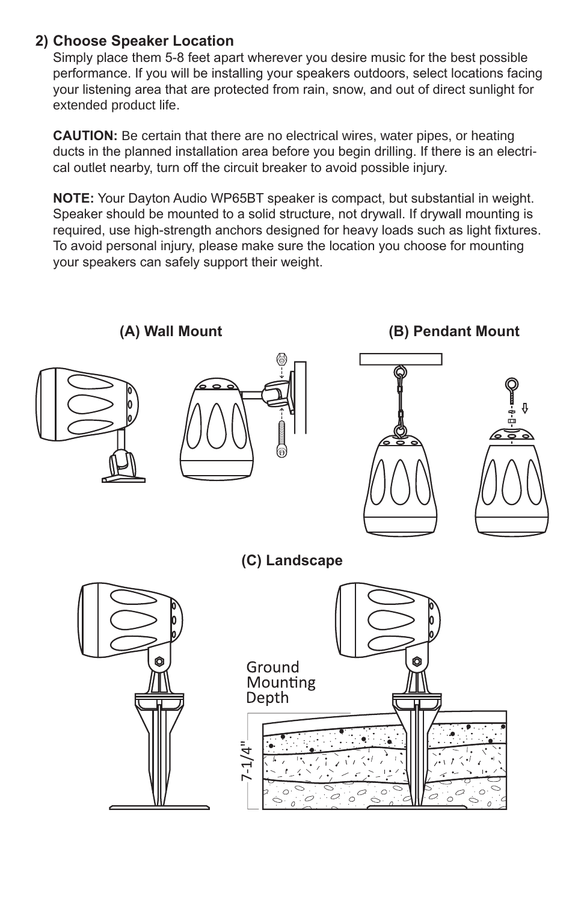## 2) Choose Speaker Location

Simply place them 5-8 feet apart wherever you desire music for the best possible performance. If you will be installing your speakers outdoors, select locations facing your listening area that are protected from rain, snow, and out of direct sunlight for extended product life.

**CAUTION:** Be certain that there are no electrical wires, water pipes, or heating ducts in the planned installation area before you begin drilling. If there is an electrical outlet nearby, turn off the circuit breaker to avoid possible injury.

**NOTE:** Your Dayton Audio WP65BT speaker is compact, but substantial in weight. Speaker should be mounted to a solid structure, not drywall. If drywall mounting is required, use high-strength anchors designed for heavy loads such as light fixtures. To avoid personal injury, please make sure the location you choose for mounting your speakers can safely support their weight.

**(A) Wall Mount**

**(B) Pendant Mount**

**(C) Landscape**

Ground Mounting Depth

7-1/4"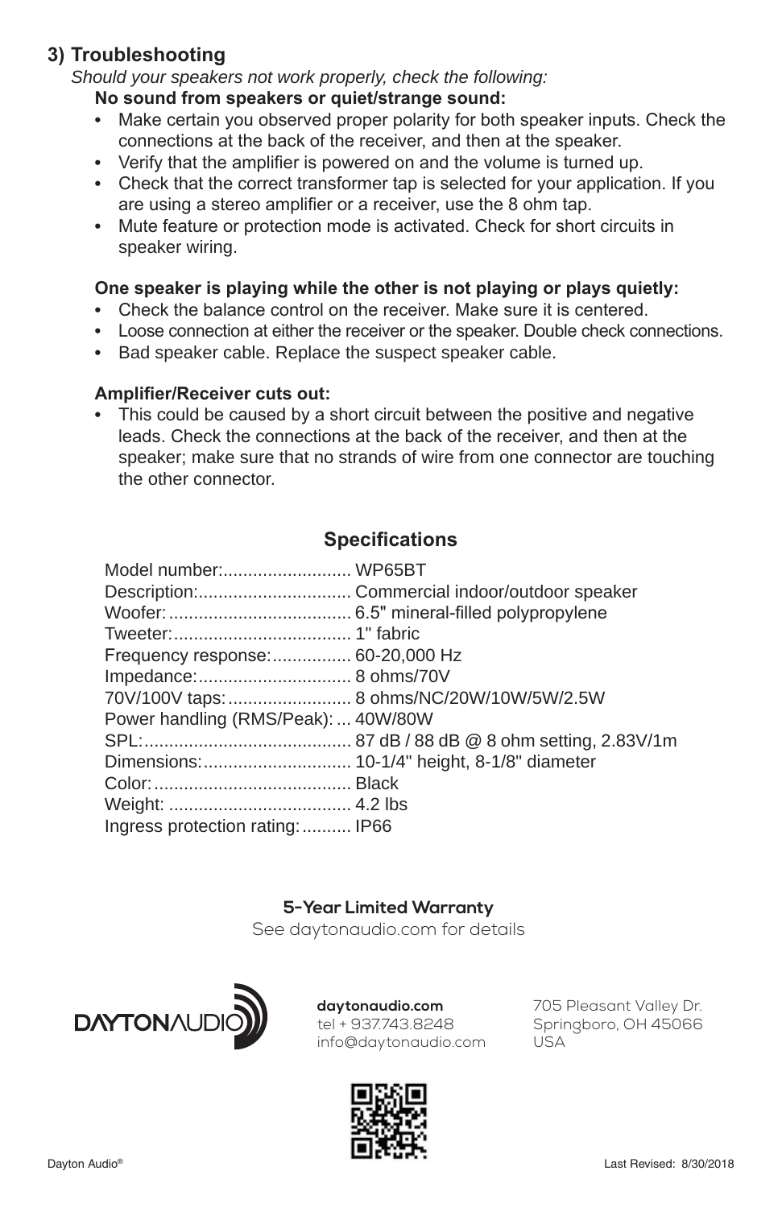## 3) Troubleshooting

*Should your speakers not work properly, check the following:*

**No sound from speakers or quiet/strange sound:**

- Make certain you observed proper polarity for both speaker inputs. Check the connections at the back of the receiver, and then at the speaker.
- Verify that the amplifier is powered on and the volume is turned up.
- Check that the correct transformer tap is selected for your application. If you are using a stereo amplifier or a receiver, use the 8 ohm tap.
- Mute feature or protection mode is activated. Check for short circuits in speaker wiring.

**One speaker is playing while the other is not playing or plays quietly:**

- Check the balance control on the receiver. Make sure it is centered.
- Loose connection at either the receiver or the speaker. Double check connections.
- Bad speaker cable. Replace the suspect speaker cable.

**Amplifier/Receiver cuts out:**

- This could be caused by a short circuit between the positive and negative leads. Check the connections at the back of the receiver, and then at the speaker; make sure that no strands of wire from one connector are touching the other connector.

### Specifications

| | |
|---|---|
| Model number: | WP65BT |
| Description: | Commercial indoor/outdoor speaker |
| Woofer: | 6.5" mineral-filled polypropylene |
| Tweeter: | 1" fabric |
| Frequency response: | 60-20,000 Hz |
| Impedance: | 8 ohms/70V |
| 70V/100V taps: | 8 ohms/NC/20W/10W/5W/2.5W |
| Power handling (RMS/Peak): | 40W/80W |
| SPL: | 87 dB / 88 dB @ 8 ohm setting, 2.83V/1m |
| Dimensions: | 10-1/4" height, 8-1/8" diameter |
| Color: | Black |
| Weight: | 4.2 lbs |
| Ingress protection rating: | IP66 |

**5-Year Limited Warranty**

See daytonaudio.com for details

DAYTONAUDIO

**daytonaudio.com**
tel + 937.743.8248
info@daytonaudio.com

705 Pleasant Valley Dr.
Springboro, OH 45066
USA

Dayton Audio®

Last Revised: 8/30/2018